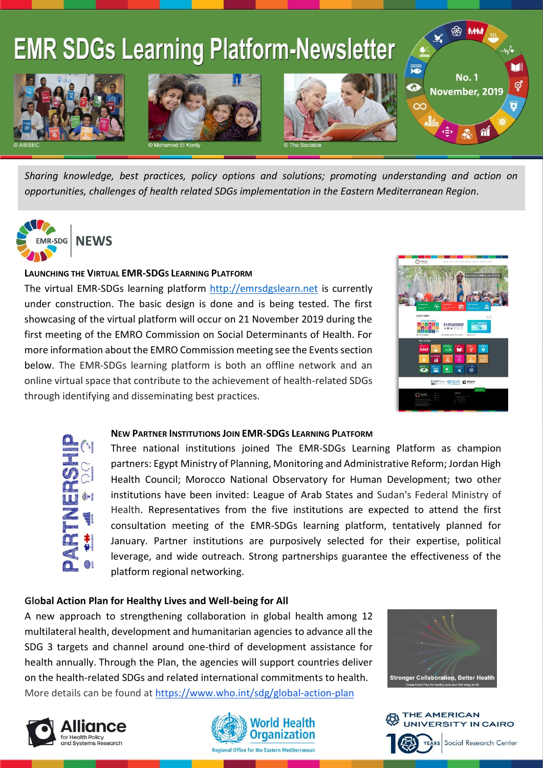# EMR SDGs Learning Platform-Newsletter

No. 1
November, 2019

© AIESEC © Mohamed El Kordy © The Sociable

*Sharing knowledge, best practices, policy options and solutions; promoting understanding and action on opportunities, challenges of health related SDGs implementation in the Eastern Mediterranean Region.*

## EMR-SDG NEWS

### Launching the Virtual EMR-SDGs Learning Platform

The virtual EMR-SDGs learning platform http://emrsdgslearn.net is currently under construction. The basic design is done and is being tested. The first showcasing of the virtual platform will occur on 21 November 2019 during the first meeting of the EMRO Commission on Social Determinants of Health. For more information about the EMRO Commission meeting see the Events section below. The EMR-SDGs learning platform is both an offline network and an online virtual space that contribute to the achievement of health-related SDGs through identifying and disseminating best practices.

### New Partner Institutions Join EMR-SDGs Learning Platform

Three national institutions joined The EMR-SDGs Learning Platform as champion partners: Egypt Ministry of Planning, Monitoring and Administrative Reform; Jordan High Health Council; Morocco National Observatory for Human Development; two other institutions have been invited: League of Arab States and Sudan's Federal Ministry of Health. Representatives from the five institutions are expected to attend the first consultation meeting of the EMR-SDGs learning platform, tentatively planned for January. Partner institutions are purposively selected for their expertise, political leverage, and wide outreach. Strong partnerships guarantee the effectiveness of the platform regional networking.

### Global Action Plan for Healthy Lives and Well-being for All

A new approach to strengthening collaboration in global health among 12 multilateral health, development and humanitarian agencies to advance all the SDG 3 targets and channel around one-third of development assistance for health annually. Through the Plan, the agencies will support countries deliver on the health-related SDGs and related international commitments to health. More details can be found at https://www.who.int/sdg/global-action-plan

Stronger Collaboration, Better Health
Global Action Plan for Healthy Lives and Well-being for All

Alliance for Health Policy and Systems Research | World Health Organization, Regional Office for the Eastern Mediterranean | The American University in Cairo, 100 Years, Social Research Center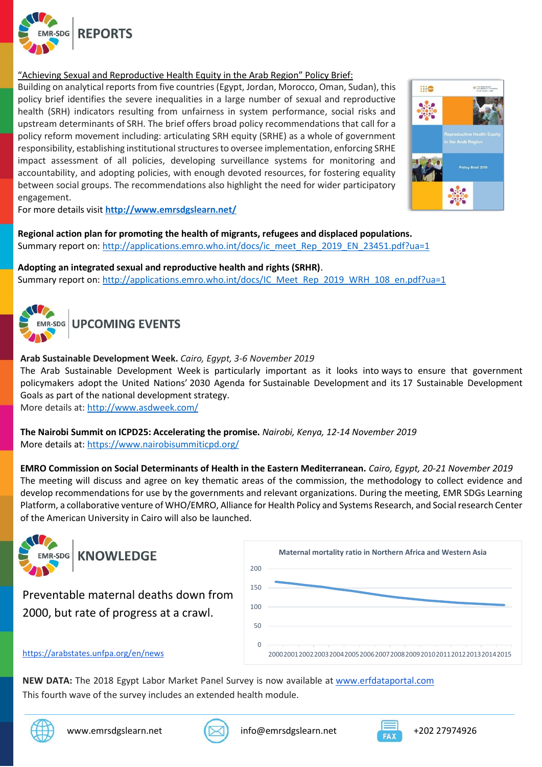## REPORTS

"Achieving Sexual and Reproductive Health Equity in the Arab Region" Policy Brief:

Building on analytical reports from five countries (Egypt, Jordan, Morocco, Oman, Sudan), this policy brief identifies the severe inequalities in a large number of sexual and reproductive health (SRH) indicators resulting from unfairness in system performance, social risks and upstream determinants of SRH. The brief offers broad policy recommendations that call for a policy reform movement including: articulating SRH equity (SRHE) as a whole of government responsibility, establishing institutional structures to oversee implementation, enforcing SRHE impact assessment of all policies, developing surveillance systems for monitoring and accountability, and adopting policies, with enough devoted resources, for fostering equality between social groups. The recommendations also highlight the need for wider participatory engagement.

For more details visit **http://www.emrsdgslearn.net/**

**Regional action plan for promoting the health of migrants, refugees and displaced populations.**
Summary report on: http://applications.emro.who.int/docs/ic_meet_Rep_2019_EN_23451.pdf?ua=1

**Adopting an integrated sexual and reproductive health and rights (SRHR)**.
Summary report on: http://applications.emro.who.int/docs/IC_Meet_Rep_2019_WRH_108_en.pdf?ua=1

## UPCOMING EVENTS

**Arab Sustainable Development Week.** *Cairo, Egypt, 3-6 November 2019*
The Arab Sustainable Development Week is particularly important as it looks into ways to ensure that government policymakers adopt the United Nations' 2030 Agenda for Sustainable Development and its 17 Sustainable Development Goals as part of the national development strategy.
More details at: http://www.asdweek.com/

**The Nairobi Summit on ICPD25: Accelerating the promise.** *Nairobi, Kenya, 12-14 November 2019*
More details at: https://www.nairobisummiticpd.org/

**EMRO Commission on Social Determinants of Health in the Eastern Mediterranean.** *Cairo, Egypt, 20-21 November 2019*
The meeting will discuss and agree on key thematic areas of the commission, the methodology to collect evidence and develop recommendations for use by the governments and relevant organizations. During the meeting, EMR SDGs Learning Platform, a collaborative venture of WHO/EMRO, Alliance for Health Policy and Systems Research, and Social research Center of the American University in Cairo will also be launched.

## KNOWLEDGE

Preventable maternal deaths down from 2000, but rate of progress at a crawl.

https://arabstates.unfpa.org/en/news

Maternal mortality ratio in Northern Africa and Western Asia

200
150
100
50
0

2000 2001 2002 2003 2004 2005 2006 2007 2008 2009 2010 2011 2012 2013 2014 2015

**NEW DATA:** The 2018 Egypt Labor Market Panel Survey is now available at www.erfdataportal.com
This fourth wave of the survey includes an extended health module.

www.emrsdgslearn.net | info@emrsdgslearn.net | FAX +202 27974926